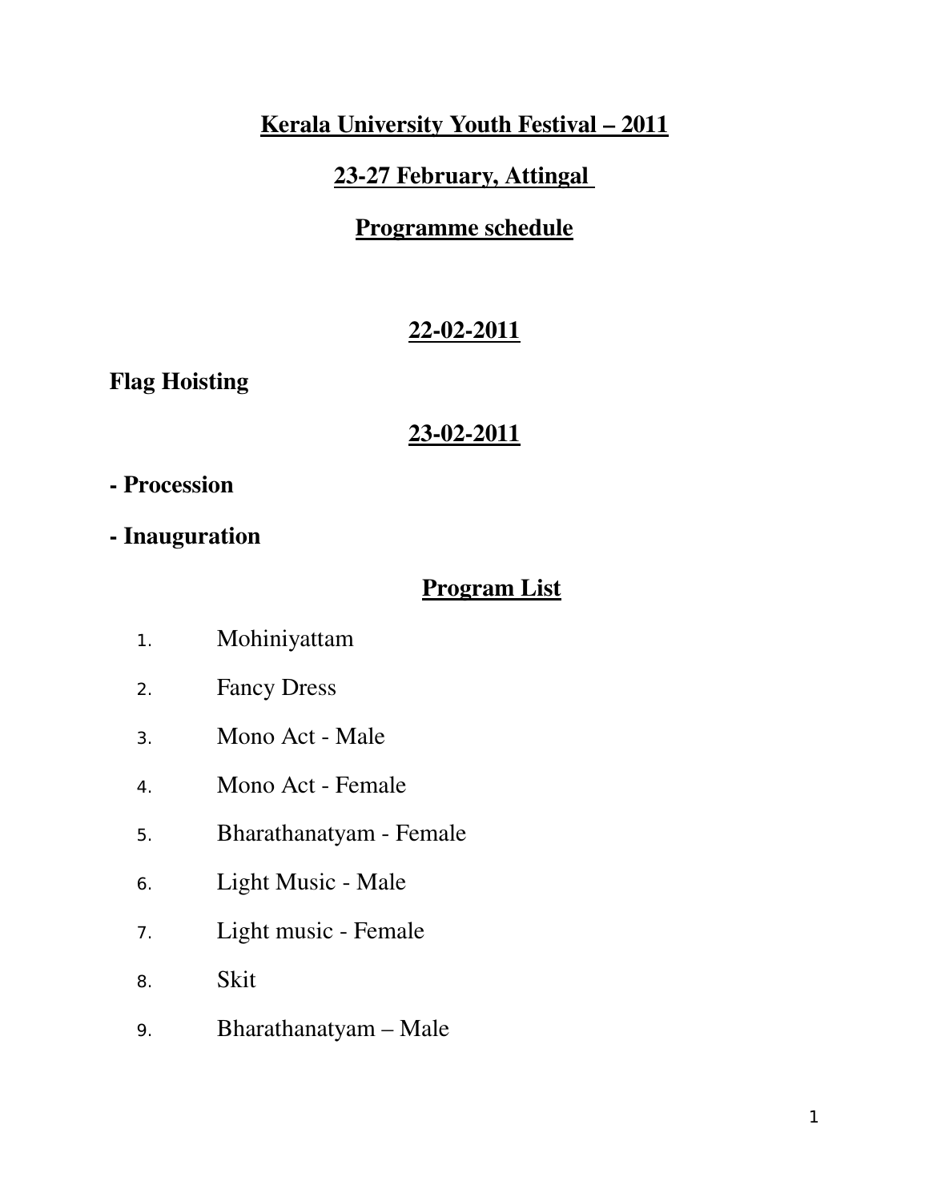# Kerala University Youth Festival – 2011

## 23-27 February, Attingal

## Programme schedule

## 22-02-2011

**Flag Hoisting**

## 23-02-2011

**- Procession**

**- Inauguration**

## Program List

1. Mohiniyattam
2. Fancy Dress
3. Mono Act - Male
4. Mono Act - Female
5. Bharathanatyam - Female
6. Light Music - Male
7. Light music - Female
8. Skit
9. Bharathanatyam – Male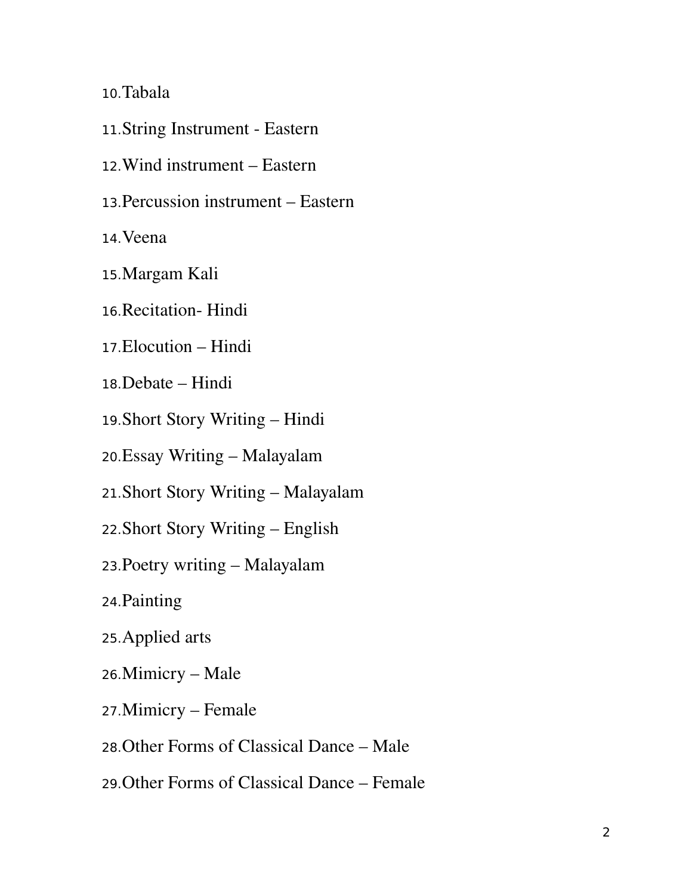10. Tabala
11. String Instrument - Eastern
12. Wind instrument – Eastern
13. Percussion instrument – Eastern
14. Veena
15. Margam Kali
16. Recitation- Hindi
17. Elocution – Hindi
18. Debate – Hindi
19. Short Story Writing – Hindi
20. Essay Writing – Malayalam
21. Short Story Writing – Malayalam
22. Short Story Writing – English
23. Poetry writing – Malayalam
24. Painting
25. Applied arts
26. Mimicry – Male
27. Mimicry – Female
28. Other Forms of Classical Dance – Male
29. Other Forms of Classical Dance – Female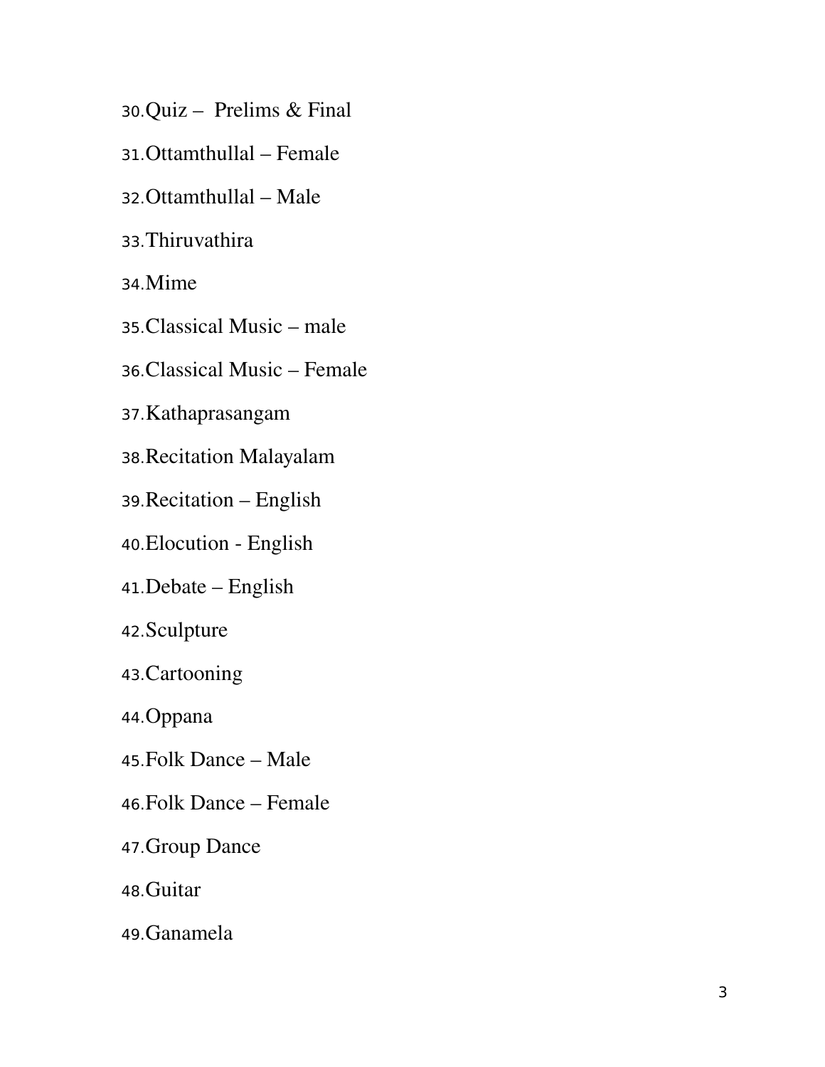30.Quiz – Prelims & Final

31.Ottamthullal – Female

32.Ottamthullal – Male

33.Thiruvathira

34.Mime

35.Classical Music – male

36.Classical Music – Female

37.Kathaprasangam

38.Recitation Malayalam

39.Recitation – English

40.Elocution - English

41.Debate – English

42.Sculpture

43.Cartooning

44.Oppana

45.Folk Dance – Male

46.Folk Dance – Female

47.Group Dance

48.Guitar

49.Ganamela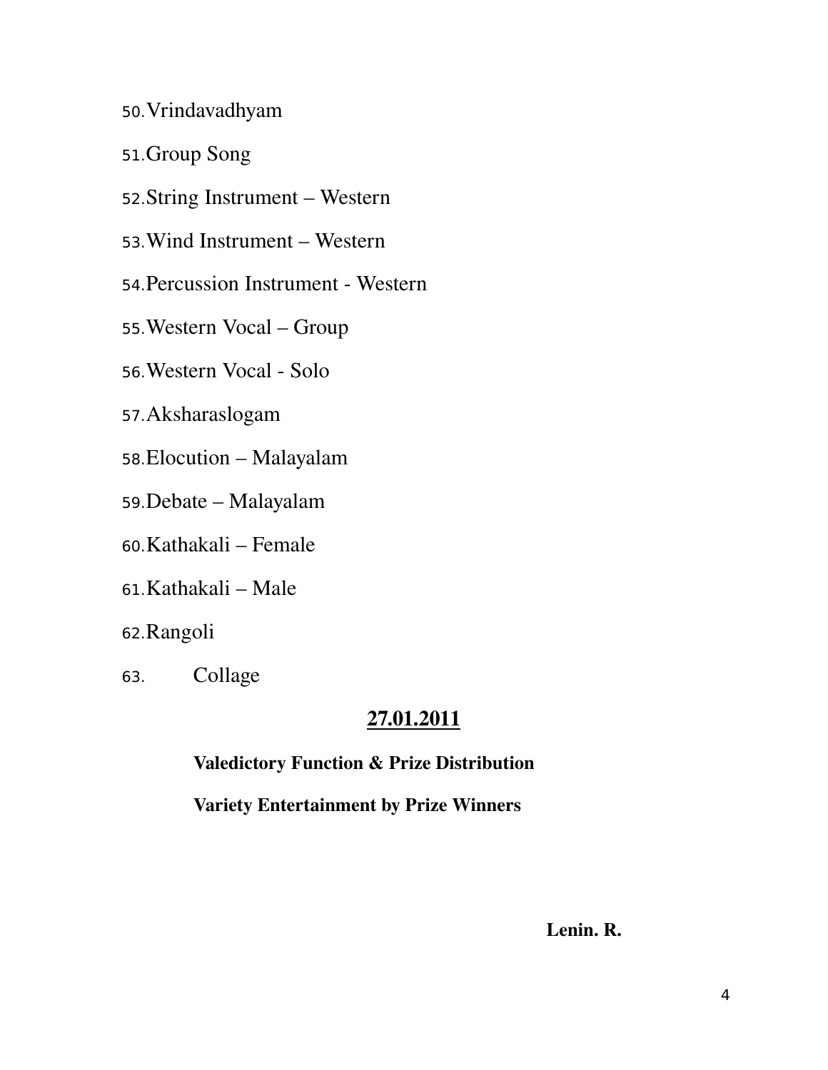50. Vrindavadhyam
51. Group Song
52. String Instrument – Western
53. Wind Instrument – Western
54. Percussion Instrument - Western
55. Western Vocal – Group
56. Western Vocal - Solo
57. Aksharaslogam
58. Elocution – Malayalam
59. Debate – Malayalam
60. Kathakali – Female
61. Kathakali – Male
62. Rangoli
63. Collage

## 27.01.2011

**Valedictory Function & Prize Distribution**

**Variety Entertainment by Prize Winners**

**Lenin. R.**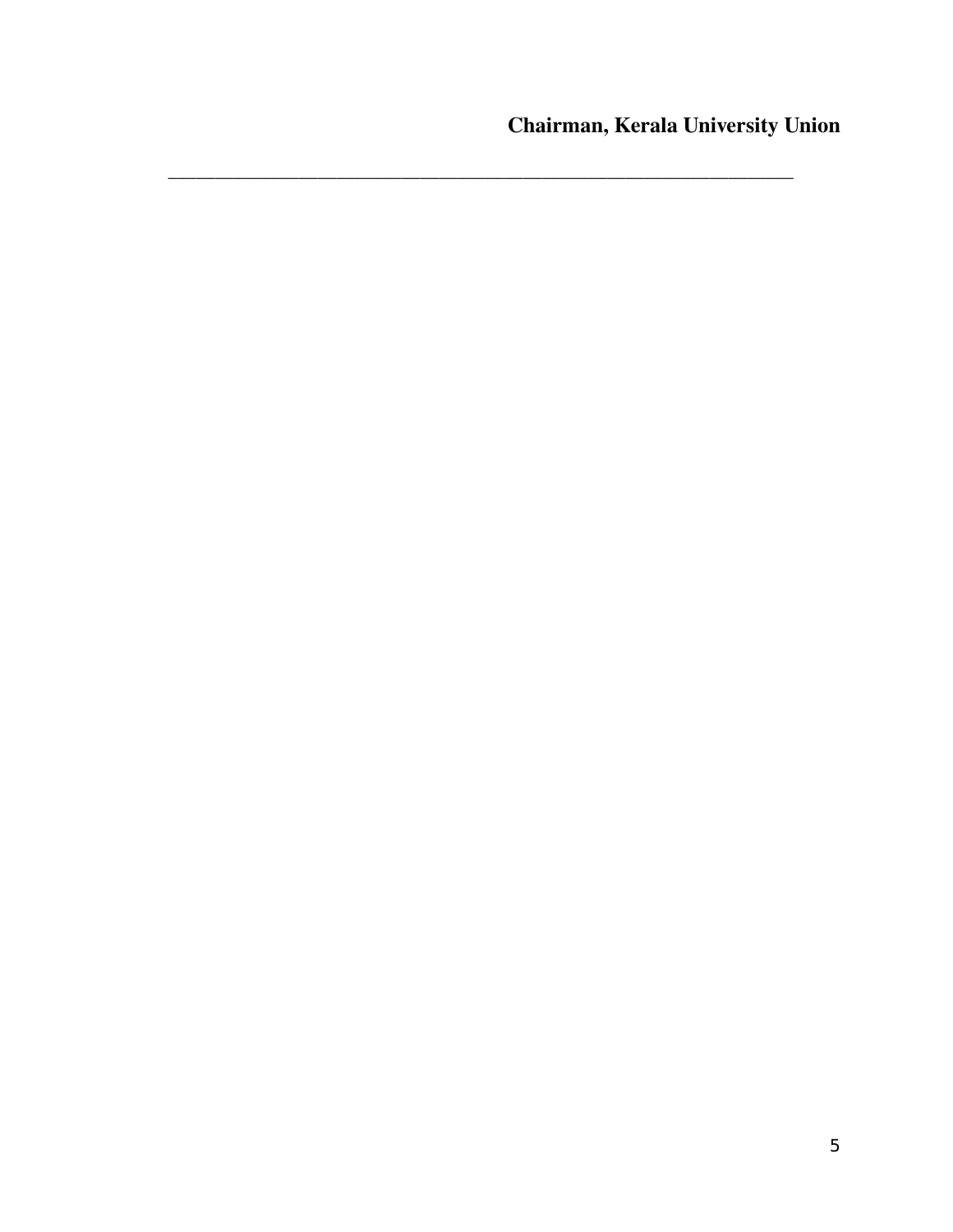**Chairman, Kerala University Union**

---